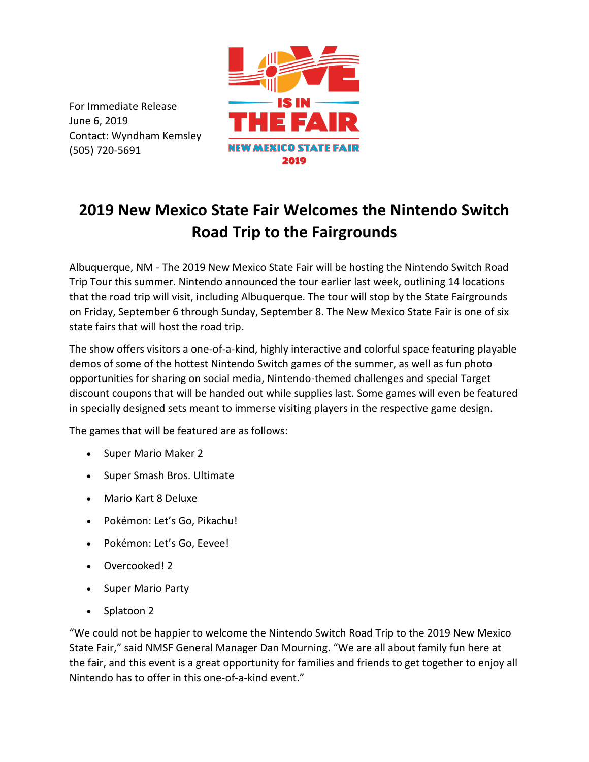For Immediate Release
June 6, 2019
Contact: Wyndham Kemsley
(505) 720-5691

LOVE IS IN THE FAIR
NEW MEXICO STATE FAIR
2019

# 2019 New Mexico State Fair Welcomes the Nintendo Switch Road Trip to the Fairgrounds

Albuquerque, NM - The 2019 New Mexico State Fair will be hosting the Nintendo Switch Road Trip Tour this summer. Nintendo announced the tour earlier last week, outlining 14 locations that the road trip will visit, including Albuquerque. The tour will stop by the State Fairgrounds on Friday, September 6 through Sunday, September 8. The New Mexico State Fair is one of six state fairs that will host the road trip.

The show offers visitors a one-of-a-kind, highly interactive and colorful space featuring playable demos of some of the hottest Nintendo Switch games of the summer, as well as fun photo opportunities for sharing on social media, Nintendo-themed challenges and special Target discount coupons that will be handed out while supplies last. Some games will even be featured in specially designed sets meant to immerse visiting players in the respective game design.

The games that will be featured are as follows:

- Super Mario Maker 2
- Super Smash Bros. Ultimate
- Mario Kart 8 Deluxe
- Pokémon: Let's Go, Pikachu!
- Pokémon: Let's Go, Eevee!
- Overcooked! 2
- Super Mario Party
- Splatoon 2

"We could not be happier to welcome the Nintendo Switch Road Trip to the 2019 New Mexico State Fair," said NMSF General Manager Dan Mourning. "We are all about family fun here at the fair, and this event is a great opportunity for families and friends to get together to enjoy all Nintendo has to offer in this one-of-a-kind event."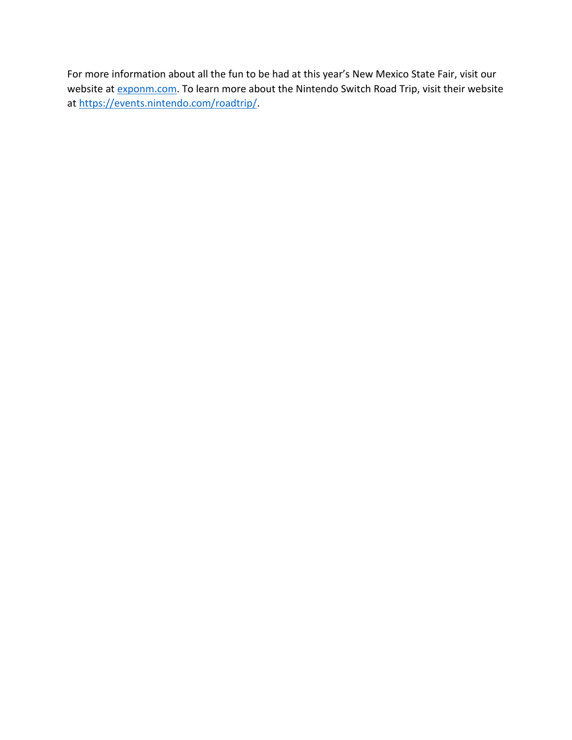For more information about all the fun to be had at this year's New Mexico State Fair, visit our website at [exponm.com](exponm.com). To learn more about the Nintendo Switch Road Trip, visit their website at [https://events.nintendo.com/roadtrip/](https://events.nintendo.com/roadtrip/).